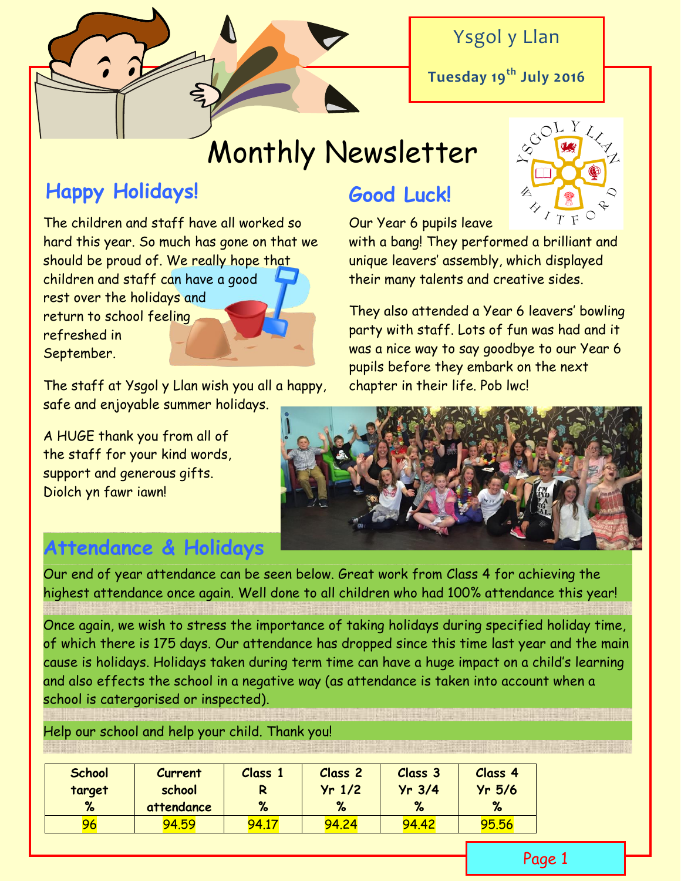Ysgol y Llan

**Tuesday 19th July 2016**

# Monthly Newsletter

## Happy Holidays!

The children and staff have all worked so hard this year. So much has gone on that we should be proud of. We really hope that children and staff can have a good rest over the holidays and return to school feeling refreshed in September.

The staff at Ysgol y Llan wish you all a happy, safe and enjoyable summer holidays.

A HUGE thank you from all of the staff for your kind words, support and generous gifts. Diolch yn fawr iawn!

## Good Luck!

Our Year 6 pupils leave with a bang! They performed a brilliant and unique leavers' assembly, which displayed their many talents and creative sides.

They also attended a Year 6 leavers' bowling party with staff. Lots of fun was had and it was a nice way to say goodbye to our Year 6 pupils before they embark on the next chapter in their life. Pob lwc!

## Attendance & Holidays

Our end of year attendance can be seen below. Great work from Class 4 for achieving the highest attendance once again. Well done to all children who had 100% attendance this year!

Once again, we wish to stress the importance of taking holidays during specified holiday time, of which there is 175 days. Our attendance has dropped since this time last year and the main cause is holidays. Holidays taken during term time can have a huge impact on a child's learning and also effects the school in a negative way (as attendance is taken into account when a school is catergorised or inspected).

Help our school and help your child. Thank you!

| School target % | Current school attendance | Class 1 R % | Class 2 Yr 1/2 % | Class 3 Yr 3/4 % | Class 4 Yr 5/6 % |
|---|---|---|---|---|---|
| 96 | 94.59 | 94.17 | 94.24 | 94.42 | 95.56 |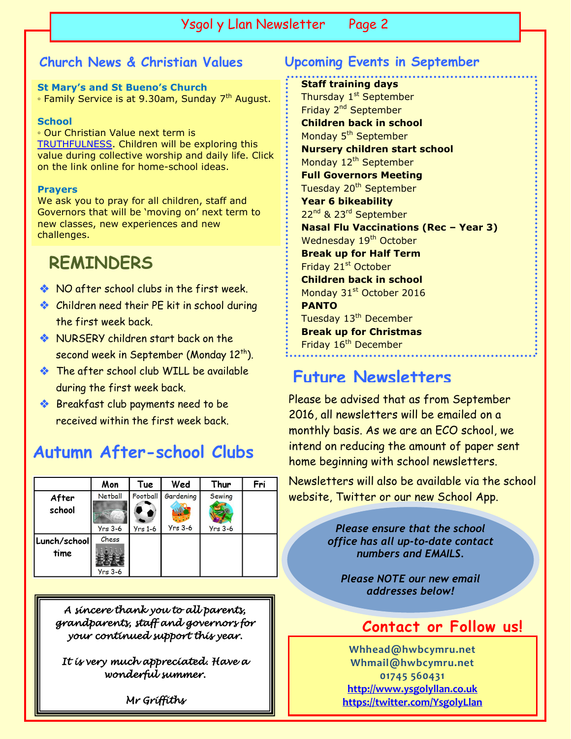## Church News & Christian Values

**St Mary's and St Bueno's Church**

◦ Family Service is at 9.30am, Sunday 7th August.

**School**

◦ Our Christian Value next term is TRUTHFULNESS. Children will be exploring this value during collective worship and daily life. Click on the link online for home-school ideas.

**Prayers**

We ask you to pray for all children, staff and Governors that will be 'moving on' next term to new classes, new experiences and new challenges.

## REMINDERS

- NO after school clubs in the first week.
- Children need their PE kit in school during the first week back.
- NURSERY children start back on the second week in September (Monday 12th).
- The after school club WILL be available during the first week back.
- Breakfast club payments need to be received within the first week back.

## Autumn After-school Clubs

| | Mon | Tue | Wed | Thur | Fri |
|---|---|---|---|---|---|
| After school | Netball Yrs 3-6 | Football Yrs 1-6 | Gardening Yrs 3-6 | Sewing Yrs 3-6 | |
| Lunch/school time | Chess Yrs 3-6 | | | | |

*A sincere thank you to all parents, grandparents, staff and governors for your continued support this year.*

*It is very much appreciated. Have a wonderful summer.*

*Mr Griffiths*

## Upcoming Events in September

**Staff training days**
Thursday 1st September
Friday 2nd September

**Children back in school**
Monday 5th September

**Nursery children start school**
Monday 12th September

**Full Governors Meeting**
Tuesday 20th September

**Year 6 bikeability**
22nd & 23rd September

**Nasal Flu Vaccinations (Rec – Year 3)**
Wednesday 19th October

**Break up for Half Term**
Friday 21st October

**Children back in school**
Monday 31st October 2016

**PANTO**
Tuesday 13th December

**Break up for Christmas**
Friday 16th December

## Future Newsletters

Please be advised that as from September 2016, all newsletters will be emailed on a monthly basis. As we are an ECO school, we intend on reducing the amount of paper sent home beginning with school newsletters.

Newsletters will also be available via the school website, Twitter or our new School App.

*Please ensure that the school office has all up-to-date contact numbers and EMAILS.*

*Please NOTE our new email addresses below!*

## Contact or Follow us!

Whhead@hwbcymru.net
Whmail@hwbcymru.net
01745 560431
http://www.ysgolyllan.co.uk
https://twitter.com/YsgolyLlan